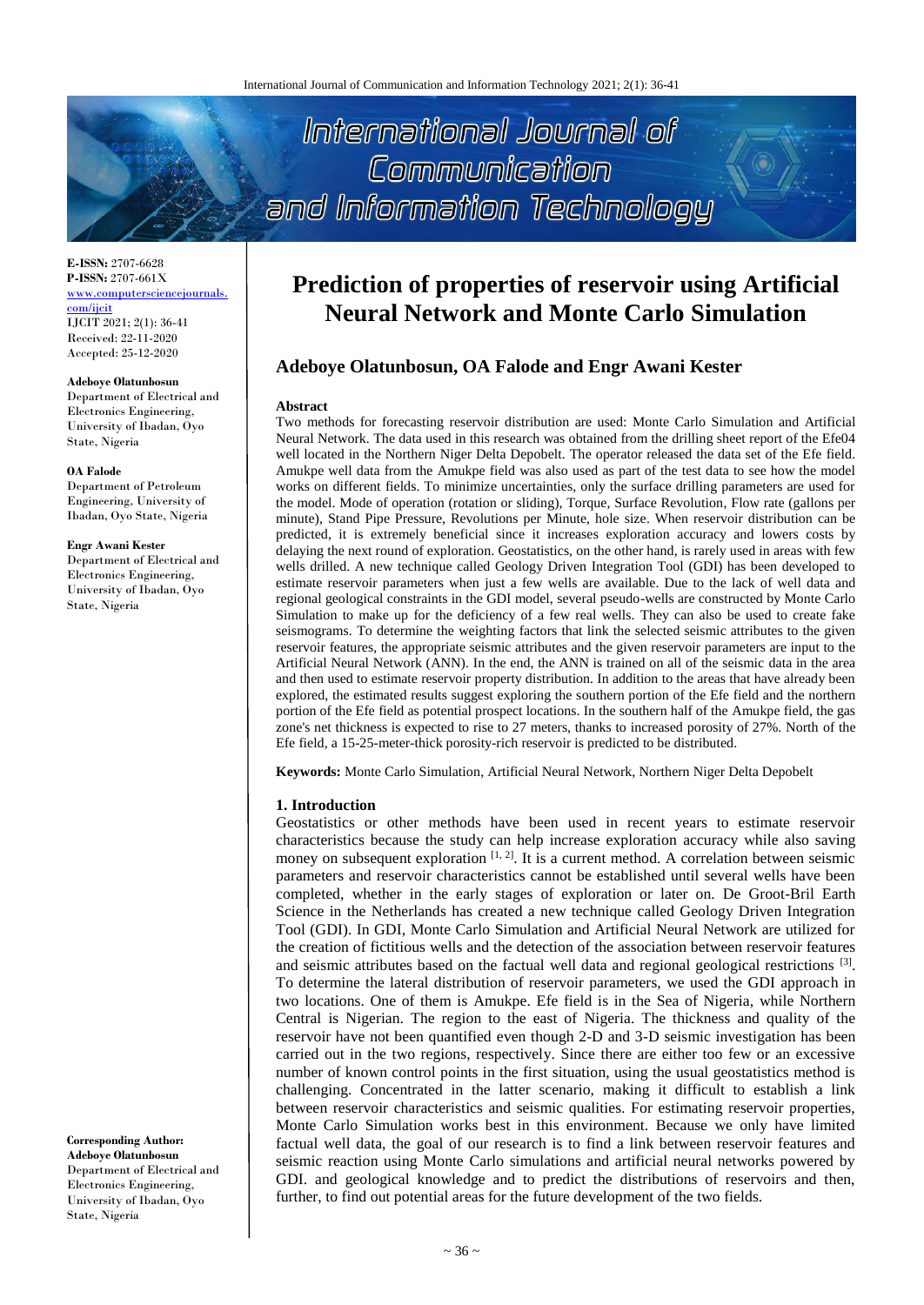# Prediction of properties of reservoir using Artificial Neural Network and Monte Carlo Simulation

## Adeboye Olatunbosun, OA Falode and Engr Awani Kester

**E-ISSN:** 2707-6628
**P-ISSN:** 2707-661X
www.computersciencejournals.com/ijcit
IJCIT 2021; 2(1): 36-41
Received: 22-11-2020
Accepted: 25-12-2020

**Adeboye Olatunbosun**
Department of Electrical and Electronics Engineering, University of Ibadan, Oyo State, Nigeria

**OA Falode**
Department of Petroleum Engineering, University of Ibadan, Oyo State, Nigeria

**Engr Awani Kester**
Department of Electrical and Electronics Engineering, University of Ibadan, Oyo State, Nigeria

**Corresponding Author:**
**Adeboye Olatunbosun**
Department of Electrical and Electronics Engineering, University of Ibadan, Oyo State, Nigeria

### Abstract

Two methods for forecasting reservoir distribution are used: Monte Carlo Simulation and Artificial Neural Network. The data used in this research was obtained from the drilling sheet report of the Efe04 well located in the Northern Niger Delta Depobelt. The operator released the data set of the Efe field. Amukpe well data from the Amukpe field was also used as part of the test data to see how the model works on different fields. To minimize uncertainties, only the surface drilling parameters are used for the model. Mode of operation (rotation or sliding), Torque, Surface Revolution, Flow rate (gallons per minute), Stand Pipe Pressure, Revolutions per Minute, hole size. When reservoir distribution can be predicted, it is extremely beneficial since it increases exploration accuracy and lowers costs by delaying the next round of exploration. Geostatistics, on the other hand, is rarely used in areas with few wells drilled. A new technique called Geology Driven Integration Tool (GDI) has been developed to estimate reservoir parameters when just a few wells are available. Due to the lack of well data and regional geological constraints in the GDI model, several pseudo-wells are constructed by Monte Carlo Simulation to make up for the deficiency of a few real wells. They can also be used to create fake seismograms. To determine the weighting factors that link the selected seismic attributes to the given reservoir features, the appropriate seismic attributes and the given reservoir parameters are input to the Artificial Neural Network (ANN). In the end, the ANN is trained on all of the seismic data in the area and then used to estimate reservoir property distribution. In addition to the areas that have already been explored, the estimated results suggest exploring the southern portion of the Efe field and the northern portion of the Efe field as potential prospect locations. In the southern half of the Amukpe field, the gas zone's net thickness is expected to rise to 27 meters, thanks to increased porosity of 27%. North of the Efe field, a 15-25-meter-thick porosity-rich reservoir is predicted to be distributed.

**Keywords:** Monte Carlo Simulation, Artificial Neural Network, Northern Niger Delta Depobelt

### 1. Introduction

Geostatistics or other methods have been used in recent years to estimate reservoir characteristics because the study can help increase exploration accuracy while also saving money on subsequent exploration [1, 2]. It is a current method. A correlation between seismic parameters and reservoir characteristics cannot be established until several wells have been completed, whether in the early stages of exploration or later on. De Groot-Bril Earth Science in the Netherlands has created a new technique called Geology Driven Integration Tool (GDI). In GDI, Monte Carlo Simulation and Artificial Neural Network are utilized for the creation of fictitious wells and the detection of the association between reservoir features and seismic attributes based on the factual well data and regional geological restrictions [3]. To determine the lateral distribution of reservoir parameters, we used the GDI approach in two locations. One of them is Amukpe. Efe field is in the Sea of Nigeria, while Northern Central is Nigerian. The region to the east of Nigeria. The thickness and quality of the reservoir have not been quantified even though 2-D and 3-D seismic investigation has been carried out in the two regions, respectively. Since there are either too few or an excessive number of known control points in the first situation, using the usual geostatistics method is challenging. Concentrated in the latter scenario, making it difficult to establish a link between reservoir characteristics and seismic qualities. For estimating reservoir properties, Monte Carlo Simulation works best in this environment. Because we only have limited factual well data, the goal of our research is to find a link between reservoir features and seismic reaction using Monte Carlo simulations and artificial neural networks powered by GDI. and geological knowledge and to predict the distributions of reservoirs and then, further, to find out potential areas for the future development of the two fields.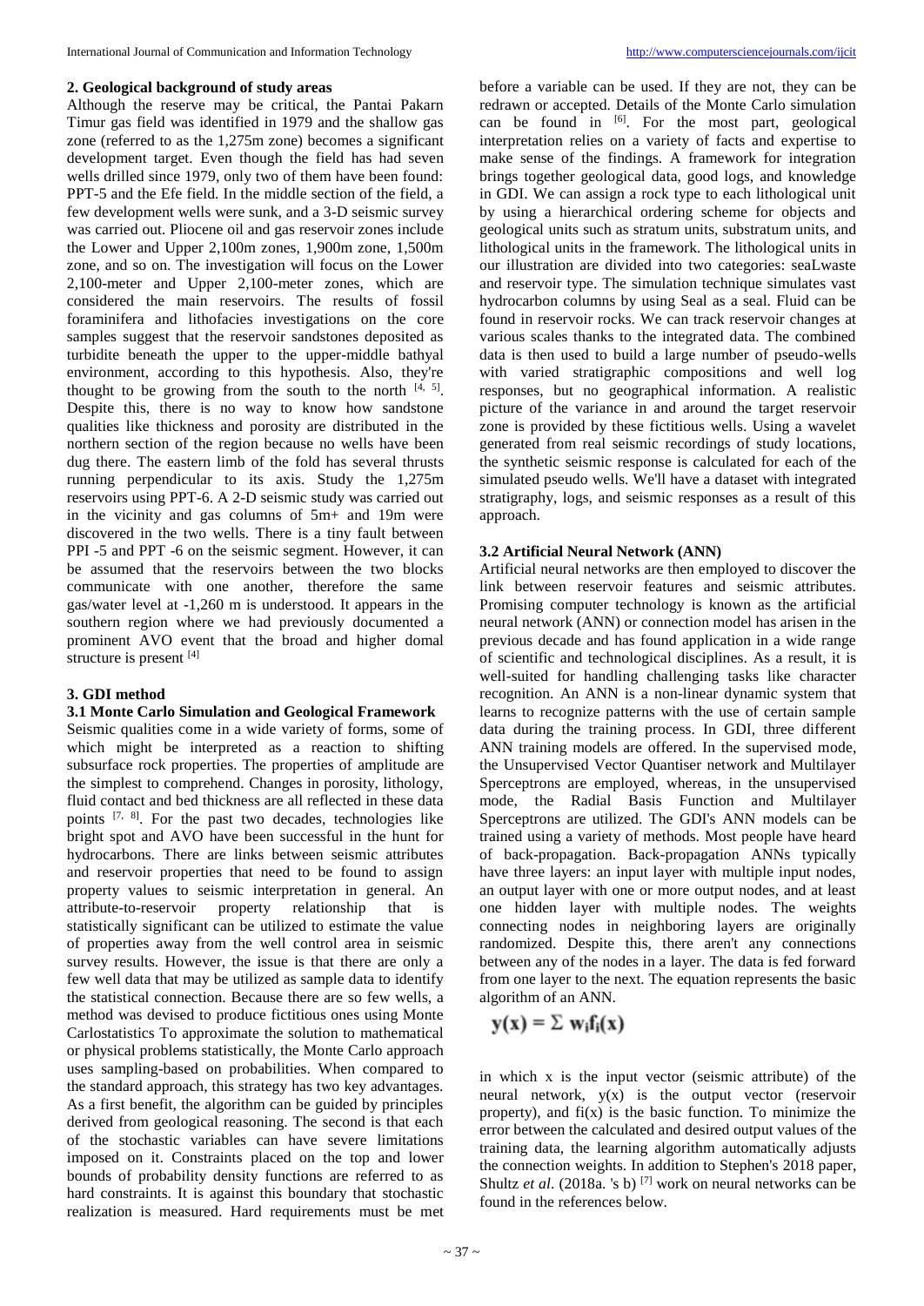## 2. Geological background of study areas

Although the reserve may be critical, the Pantai Pakarn Timur gas field was identified in 1979 and the shallow gas zone (referred to as the 1,275m zone) becomes a significant development target. Even though the field has had seven wells drilled since 1979, only two of them have been found: PPT-5 and the Efe field. In the middle section of the field, a few development wells were sunk, and a 3-D seismic survey was carried out. Pliocene oil and gas reservoir zones include the Lower and Upper 2,100m zones, 1,900m zone, 1,500m zone, and so on. The investigation will focus on the Lower 2,100-meter and Upper 2,100-meter zones, which are considered the main reservoirs. The results of fossil foraminifera and lithofacies investigations on the core samples suggest that the reservoir sandstones deposited as turbidite beneath the upper to the upper-middle bathyal environment, according to this hypothesis. Also, they're thought to be growing from the south to the north [4, 5]. Despite this, there is no way to know how sandstone qualities like thickness and porosity are distributed in the northern section of the region because no wells have been dug there. The eastern limb of the fold has several thrusts running perpendicular to its axis. Study the 1,275m reservoirs using PPT-6. A 2-D seismic study was carried out in the vicinity and gas columns of 5m+ and 19m were discovered in the two wells. There is a tiny fault between PPI -5 and PPT -6 on the seismic segment. However, it can be assumed that the reservoirs between the two blocks communicate with one another, therefore the same gas/water level at -1,260 m is understood. It appears in the southern region where we had previously documented a prominent AVO event that the broad and higher domal structure is present [4]

## 3. GDI method

### 3.1 Monte Carlo Simulation and Geological Framework

Seismic qualities come in a wide variety of forms, some of which might be interpreted as a reaction to shifting subsurface rock properties. The properties of amplitude are the simplest to comprehend. Changes in porosity, lithology, fluid contact and bed thickness are all reflected in these data points [7, 8]. For the past two decades, technologies like bright spot and AVO have been successful in the hunt for hydrocarbons. There are links between seismic attributes and reservoir properties that need to be found to assign property values to seismic interpretation in general. An attribute-to-reservoir property relationship that is statistically significant can be utilized to estimate the value of properties away from the well control area in seismic survey results. However, the issue is that there are only a few well data that may be utilized as sample data to identify the statistical connection. Because there are so few wells, a method was devised to produce fictitious ones using Monte Carlostatistics To approximate the solution to mathematical or physical problems statistically, the Monte Carlo approach uses sampling-based on probabilities. When compared to the standard approach, this strategy has two key advantages. As a first benefit, the algorithm can be guided by principles derived from geological reasoning. The second is that each of the stochastic variables can have severe limitations imposed on it. Constraints placed on the top and lower bounds of probability density functions are referred to as hard constraints. It is against this boundary that stochastic realization is measured. Hard requirements must be met before a variable can be used. If they are not, they can be redrawn or accepted. Details of the Monte Carlo simulation can be found in [6]. For the most part, geological interpretation relies on a variety of facts and expertise to make sense of the findings. A framework for integration brings together geological data, good logs, and knowledge in GDI. We can assign a rock type to each lithological unit by using a hierarchical ordering scheme for objects and geological units such as stratum units, substratum units, and lithological units in the framework. The lithological units in our illustration are divided into two categories: seaLwaste and reservoir type. The simulation technique simulates vast hydrocarbon columns by using Seal as a seal. Fluid can be found in reservoir rocks. We can track reservoir changes at various scales thanks to the integrated data. The combined data is then used to build a large number of pseudo-wells with varied stratigraphic compositions and well log responses, but no geographical information. A realistic picture of the variance in and around the target reservoir zone is provided by these fictitious wells. Using a wavelet generated from real seismic recordings of study locations, the synthetic seismic response is calculated for each of the simulated pseudo wells. We'll have a dataset with integrated stratigraphy, logs, and seismic responses as a result of this approach.

### 3.2 Artificial Neural Network (ANN)

Artificial neural networks are then employed to discover the link between reservoir features and seismic attributes. Promising computer technology is known as the artificial neural network (ANN) or connection model has arisen in the previous decade and has found application in a wide range of scientific and technological disciplines. As a result, it is well-suited for handling challenging tasks like character recognition. An ANN is a non-linear dynamic system that learns to recognize patterns with the use of certain sample data during the training process. In GDI, three different ANN training models are offered. In the supervised mode, the Unsupervised Vector Quantiser network and Multilayer Sperceptrons are employed, whereas, in the unsupervised mode, the Radial Basis Function and Multilayer Sperceptrons are utilized. The GDI's ANN models can be trained using a variety of methods. Most people have heard of back-propagation. Back-propagation ANNs typically have three layers: an input layer with multiple input nodes, an output layer with one or more output nodes, and at least one hidden layer with multiple nodes. The weights connecting nodes in neighboring layers are originally randomized. Despite this, there aren't any connections between any of the nodes in a layer. The data is fed forward from one layer to the next. The equation represents the basic algorithm of an ANN.

$$\mathbf{y(x) = \Sigma\ w_i f_i(x)}$$

in which x is the input vector (seismic attribute) of the neural network, y(x) is the output vector (reservoir property), and fi(x) is the basic function. To minimize the error between the calculated and desired output values of the training data, the learning algorithm automatically adjusts the connection weights. In addition to Stephen's 2018 paper, Shultz *et al.* (2018a. 's b) [7] work on neural networks can be found in the references below.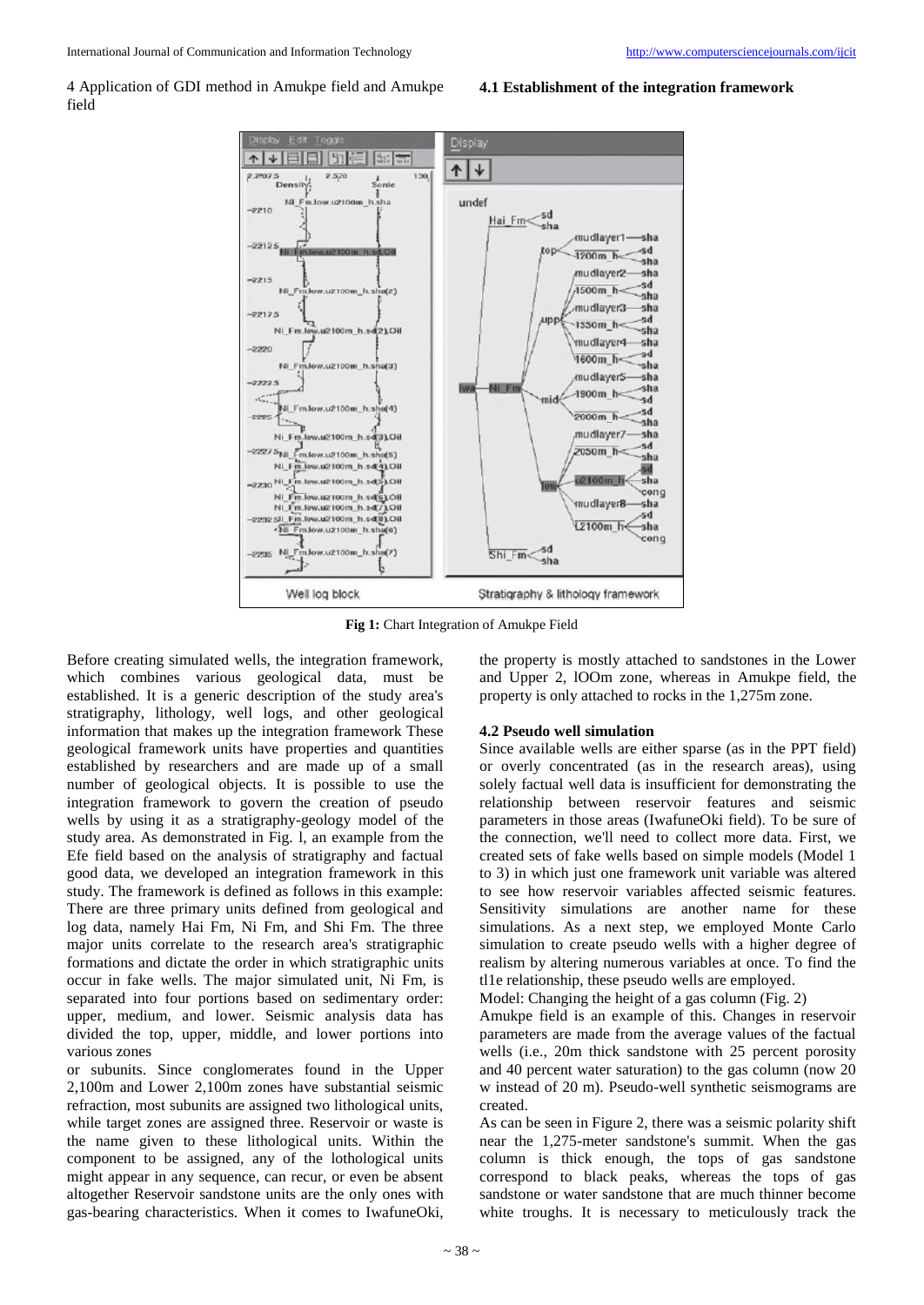4 Application of GDI method in Amukpe field and Amukpe field

### 4.1 Establishment of the integration framework

**Fig 1:** Chart Integration of Amukpe Field

Before creating simulated wells, the integration framework, which combines various geological data, must be established. It is a generic description of the study area's stratigraphy, lithology, well logs, and other geological information that makes up the integration framework These geological framework units have properties and quantities established by researchers and are made up of a small number of geological objects. It is possible to use the integration framework to govern the creation of pseudo wells by using it as a stratigraphy-geology model of the study area. As demonstrated in Fig. l, an example from the Efe field based on the analysis of stratigraphy and factual good data, we developed an integration framework in this study. The framework is defined as follows in this example: There are three primary units defined from geological and log data, namely Hai Fm, Ni Fm, and Shi Fm. The three major units correlate to the research area's stratigraphic formations and dictate the order in which stratigraphic units occur in fake wells. The major simulated unit, Ni Fm, is separated into four portions based on sedimentary order: upper, medium, and lower. Seismic analysis data has divided the top, upper, middle, and lower portions into various zones or subunits. Since conglomerates found in the Upper 2,100m and Lower 2,100m zones have substantial seismic refraction, most subunits are assigned two lithological units, while target zones are assigned three. Reservoir or waste is the name given to these lithological units. Within the component to be assigned, any of the lothological units might appear in any sequence, can recur, or even be absent altogether Reservoir sandstone units are the only ones with gas-bearing characteristics. When it comes to IwafuneOki, the property is mostly attached to sandstones in the Lower and Upper 2, lOOm zone, whereas in Amukpe field, the property is only attached to rocks in the 1,275m zone.

### 4.2 Pseudo well simulation

Since available wells are either sparse (as in the PPT field) or overly concentrated (as in the research areas), using solely factual well data is insufficient for demonstrating the relationship between reservoir features and seismic parameters in those areas (IwafuneOki field). To be sure of the connection, we'll need to collect more data. First, we created sets of fake wells based on simple models (Model 1 to 3) in which just one framework unit variable was altered to see how reservoir variables affected seismic features. Sensitivity simulations are another name for these simulations. As a next step, we employed Monte Carlo simulation to create pseudo wells with a higher degree of realism by altering numerous variables at once. To find the tl1e relationship, these pseudo wells are employed.

Model: Changing the height of a gas column (Fig. 2)

Amukpe field is an example of this. Changes in reservoir parameters are made from the average values of the factual wells (i.e., 20m thick sandstone with 25 percent porosity and 40 percent water saturation) to the gas column (now 20 w instead of 20 m). Pseudo-well synthetic seismograms are created.

As can be seen in Figure 2, there was a seismic polarity shift near the 1,275-meter sandstone's summit. When the gas column is thick enough, the tops of gas sandstone correspond to black peaks, whereas the tops of gas sandstone or water sandstone that are much thinner become white troughs. It is necessary to meticulously track the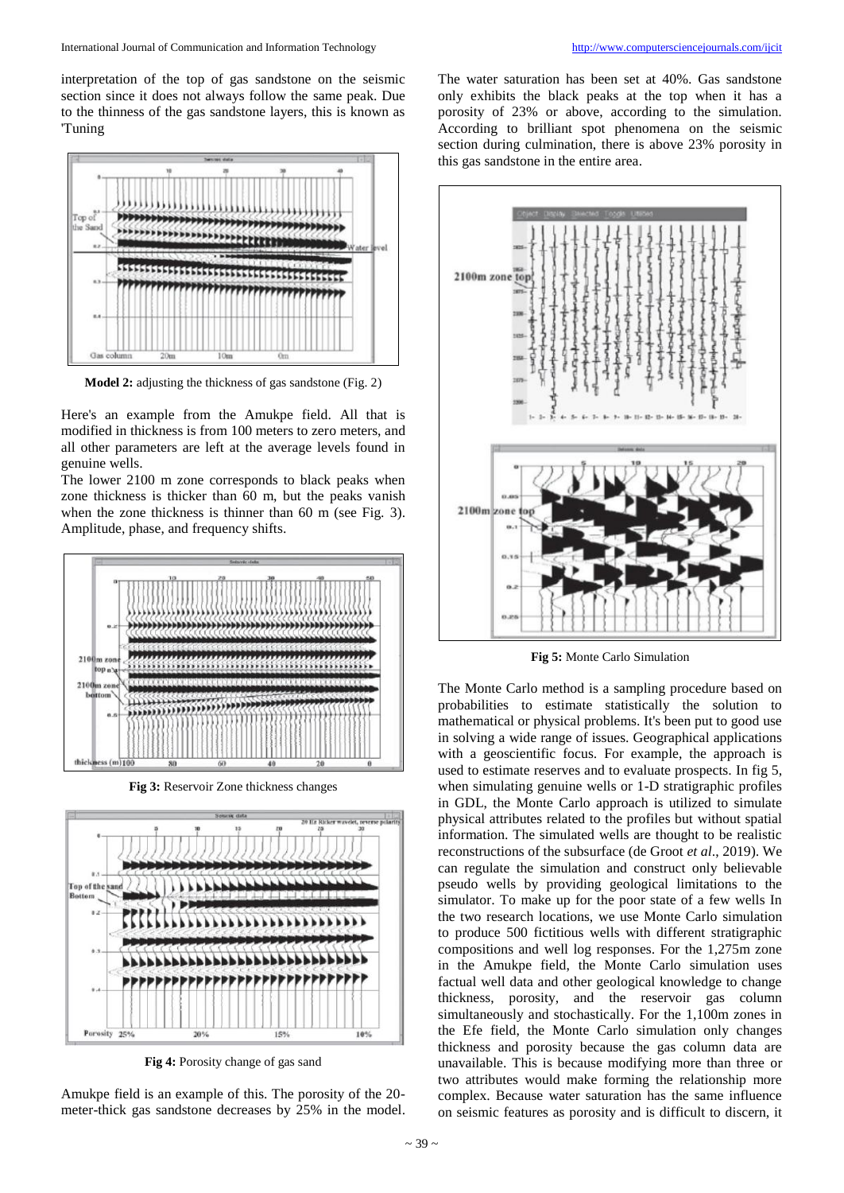interpretation of the top of gas sandstone on the seismic section since it does not always follow the same peak. Due to the thinness of the gas sandstone layers, this is known as 'Tuning

**Model 2:** adjusting the thickness of gas sandstone (Fig. 2)

Here's an example from the Amukpe field. All that is modified in thickness is from 100 meters to zero meters, and all other parameters are left at the average levels found in genuine wells.

The lower 2100 m zone corresponds to black peaks when zone thickness is thicker than 60 m, but the peaks vanish when the zone thickness is thinner than 60 m (see Fig. 3). Amplitude, phase, and frequency shifts.

**Fig 3:** Reservoir Zone thickness changes

**Fig 4:** Porosity change of gas sand

Amukpe field is an example of this. The porosity of the 20-meter-thick gas sandstone decreases by 25% in the model. The water saturation has been set at 40%. Gas sandstone only exhibits the black peaks at the top when it has a porosity of 23% or above, according to the simulation. According to brilliant spot phenomena on the seismic section during culmination, there is above 23% porosity in this gas sandstone in the entire area.

**Fig 5:** Monte Carlo Simulation

The Monte Carlo method is a sampling procedure based on probabilities to estimate statistically the solution to mathematical or physical problems. It's been put to good use in solving a wide range of issues. Geographical applications with a geoscientific focus. For example, the approach is used to estimate reserves and to evaluate prospects. In fig 5, when simulating genuine wells or 1-D stratigraphic profiles in GDL, the Monte Carlo approach is utilized to simulate physical attributes related to the profiles but without spatial information. The simulated wells are thought to be realistic reconstructions of the subsurface (de Groot *et al*., 2019). We can regulate the simulation and construct only believable pseudo wells by providing geological limitations to the simulator. To make up for the poor state of a few wells In the two research locations, we use Monte Carlo simulation to produce 500 fictitious wells with different stratigraphic compositions and well log responses. For the 1,275m zone in the Amukpe field, the Monte Carlo simulation uses factual well data and other geological knowledge to change thickness, porosity, and the reservoir gas column simultaneously and stochastically. For the 1,100m zones in the Efe field, the Monte Carlo simulation only changes thickness and porosity because the gas column data are unavailable. This is because modifying more than three or two attributes would make forming the relationship more complex. Because water saturation has the same influence on seismic features as porosity and is difficult to discern, it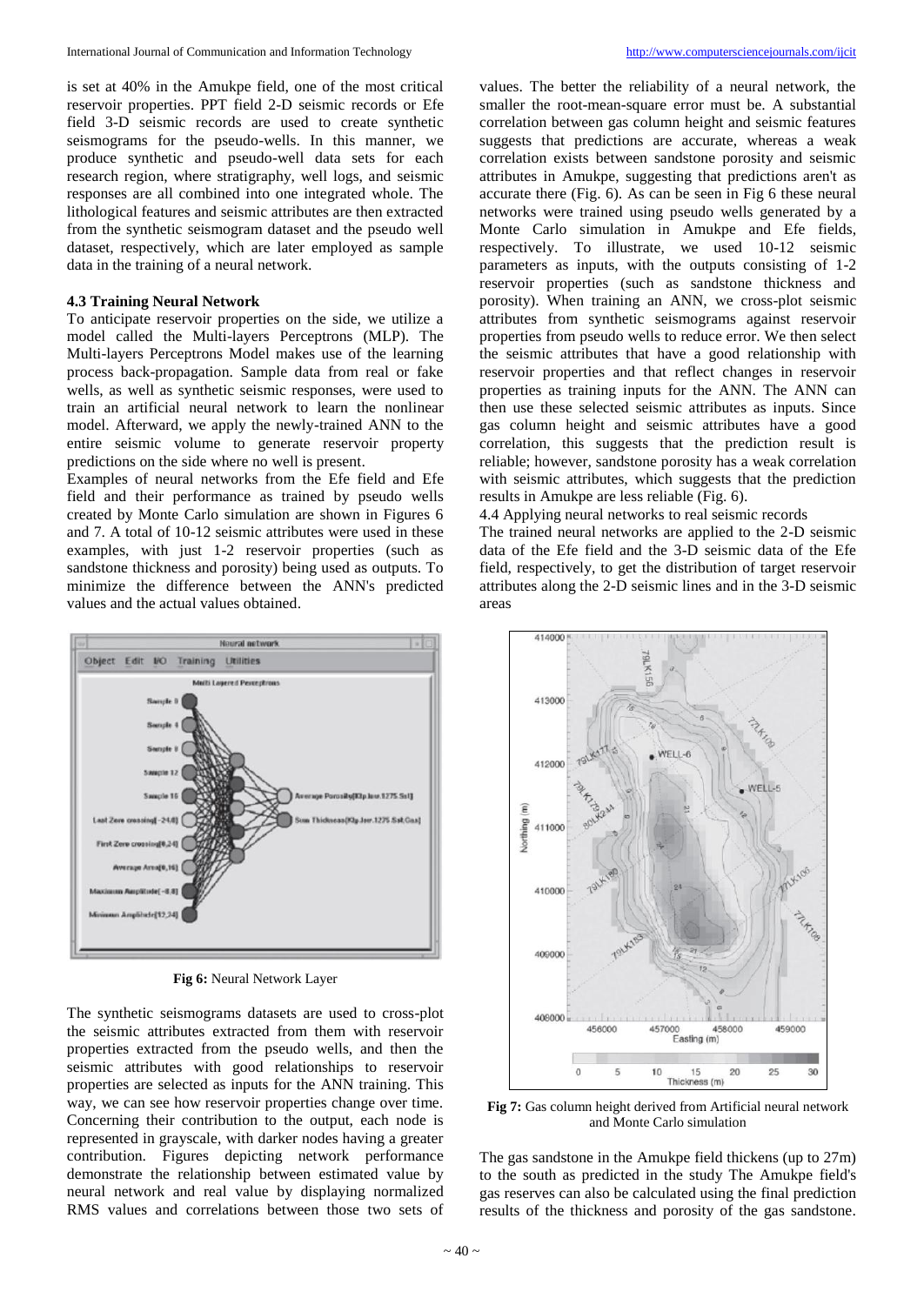is set at 40% in the Amukpe field, one of the most critical reservoir properties. PPT field 2-D seismic records or Efe field 3-D seismic records are used to create synthetic seismograms for the pseudo-wells. In this manner, we produce synthetic and pseudo-well data sets for each research region, where stratigraphy, well logs, and seismic responses are all combined into one integrated whole. The lithological features and seismic attributes are then extracted from the synthetic seismogram dataset and the pseudo well dataset, respectively, which are later employed as sample data in the training of a neural network.

### 4.3 Training Neural Network

To anticipate reservoir properties on the side, we utilize a model called the Multi-layers Perceptrons (MLP). The Multi-layers Perceptrons Model makes use of the learning process back-propagation. Sample data from real or fake wells, as well as synthetic seismic responses, were used to train an artificial neural network to learn the nonlinear model. Afterward, we apply the newly-trained ANN to the entire seismic volume to generate reservoir property predictions on the side where no well is present.

Examples of neural networks from the Efe field and Efe field and their performance as trained by pseudo wells created by Monte Carlo simulation are shown in Figures 6 and 7. A total of 10-12 seismic attributes were used in these examples, with just 1-2 reservoir properties (such as sandstone thickness and porosity) being used as outputs. To minimize the difference between the ANN's predicted values and the actual values obtained.

**Fig 6:** Neural Network Layer

The synthetic seismograms datasets are used to cross-plot the seismic attributes extracted from them with reservoir properties extracted from the pseudo wells, and then the seismic attributes with good relationships to reservoir properties are selected as inputs for the ANN training. This way, we can see how reservoir properties change over time. Concerning their contribution to the output, each node is represented in grayscale, with darker nodes having a greater contribution. Figures depicting network performance demonstrate the relationship between estimated value by neural network and real value by displaying normalized RMS values and correlations between those two sets of values. The better the reliability of a neural network, the smaller the root-mean-square error must be. A substantial correlation between gas column height and seismic features suggests that predictions are accurate, whereas a weak correlation exists between sandstone porosity and seismic attributes in Amukpe, suggesting that predictions aren't as accurate there (Fig. 6). As can be seen in Fig 6 these neural networks were trained using pseudo wells generated by a Monte Carlo simulation in Amukpe and Efe fields, respectively. To illustrate, we used 10-12 seismic parameters as inputs, with the outputs consisting of 1-2 reservoir properties (such as sandstone thickness and porosity). When training an ANN, we cross-plot seismic attributes from synthetic seismograms against reservoir properties from pseudo wells to reduce error. We then select the seismic attributes that have a good relationship with reservoir properties and that reflect changes in reservoir properties as training inputs for the ANN. The ANN can then use these selected seismic attributes as inputs. Since gas column height and seismic attributes have a good correlation, this suggests that the prediction result is reliable; however, sandstone porosity has a weak correlation with seismic attributes, which suggests that the prediction results in Amukpe are less reliable (Fig. 6).

4.4 Applying neural networks to real seismic records

The trained neural networks are applied to the 2-D seismic data of the Efe field and the 3-D seismic data of the Efe field, respectively, to get the distribution of target reservoir attributes along the 2-D seismic lines and in the 3-D seismic areas

**Fig 7:** Gas column height derived from Artificial neural network and Monte Carlo simulation

The gas sandstone in the Amukpe field thickens (up to 27m) to the south as predicted in the study The Amukpe field's gas reserves can also be calculated using the final prediction results of the thickness and porosity of the gas sandstone.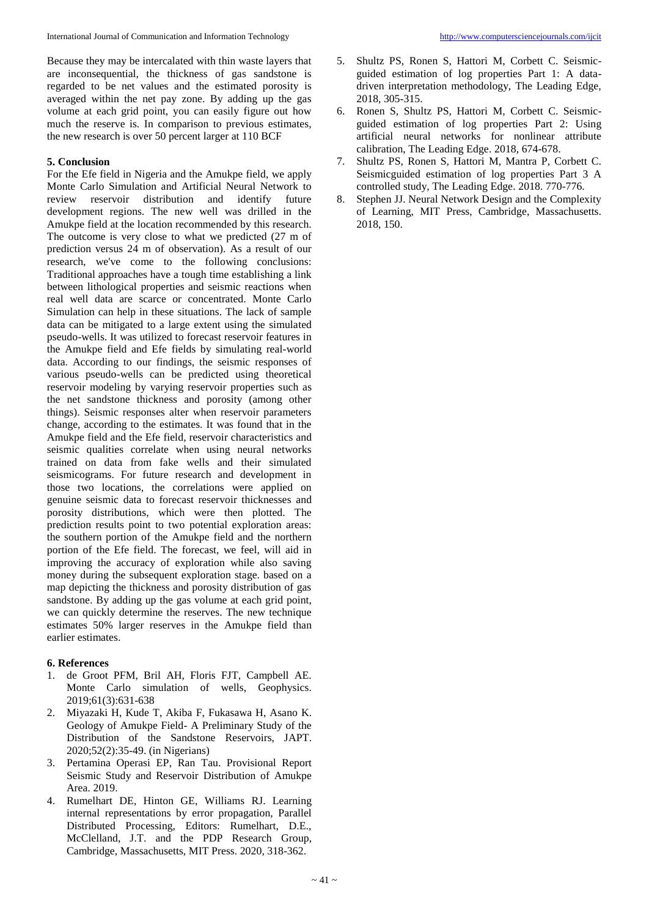Because they may be intercalated with thin waste layers that are inconsequential, the thickness of gas sandstone is regarded to be net values and the estimated porosity is averaged within the net pay zone. By adding up the gas volume at each grid point, you can easily figure out how much the reserve is. In comparison to previous estimates, the new research is over 50 percent larger at 110 BCF

## 5. Conclusion

For the Efe field in Nigeria and the Amukpe field, we apply Monte Carlo Simulation and Artificial Neural Network to review reservoir distribution and identify future development regions. The new well was drilled in the Amukpe field at the location recommended by this research. The outcome is very close to what we predicted (27 m of prediction versus 24 m of observation). As a result of our research, we've come to the following conclusions: Traditional approaches have a tough time establishing a link between lithological properties and seismic reactions when real well data are scarce or concentrated. Monte Carlo Simulation can help in these situations. The lack of sample data can be mitigated to a large extent using the simulated pseudo-wells. It was utilized to forecast reservoir features in the Amukpe field and Efe fields by simulating real-world data. According to our findings, the seismic responses of various pseudo-wells can be predicted using theoretical reservoir modeling by varying reservoir properties such as the net sandstone thickness and porosity (among other things). Seismic responses alter when reservoir parameters change, according to the estimates. It was found that in the Amukpe field and the Efe field, reservoir characteristics and seismic qualities correlate when using neural networks trained on data from fake wells and their simulated seismicograms. For future research and development in those two locations, the correlations were applied on genuine seismic data to forecast reservoir thicknesses and porosity distributions, which were then plotted. The prediction results point to two potential exploration areas: the southern portion of the Amukpe field and the northern portion of the Efe field. The forecast, we feel, will aid in improving the accuracy of exploration while also saving money during the subsequent exploration stage. based on a map depicting the thickness and porosity distribution of gas sandstone. By adding up the gas volume at each grid point, we can quickly determine the reserves. The new technique estimates 50% larger reserves in the Amukpe field than earlier estimates.

## 6. References

1. de Groot PFM, Bril AH, Floris FJT, Campbell AE. Monte Carlo simulation of wells, Geophysics. 2019;61(3):631-638
2. Miyazaki H, Kude T, Akiba F, Fukasawa H, Asano K. Geology of Amukpe Field- A Preliminary Study of the Distribution of the Sandstone Reservoirs, JAPT. 2020;52(2):35-49. (in Nigerians)
3. Pertamina Operasi EP, Ran Tau. Provisional Report Seismic Study and Reservoir Distribution of Amukpe Area. 2019.
4. Rumelhart DE, Hinton GE, Williams RJ. Learning internal representations by error propagation, Parallel Distributed Processing, Editors: Rumelhart, D.E., McClelland, J.T. and the PDP Research Group, Cambridge, Massachusetts, MIT Press. 2020, 318-362.
5. Shultz PS, Ronen S, Hattori M, Corbett C. Seismic-guided estimation of log properties Part 1: A data-driven interpretation methodology, The Leading Edge, 2018, 305-315.
6. Ronen S, Shultz PS, Hattori M, Corbett C. Seismic-guided estimation of log properties Part 2: Using artificial neural networks for nonlinear attribute calibration, The Leading Edge. 2018, 674-678.
7. Shultz PS, Ronen S, Hattori M, Mantra P, Corbett C. Seismicguided estimation of log properties Part 3 A controlled study, The Leading Edge. 2018. 770-776.
8. Stephen JJ. Neural Network Design and the Complexity of Learning, MIT Press, Cambridge, Massachusetts. 2018, 150.